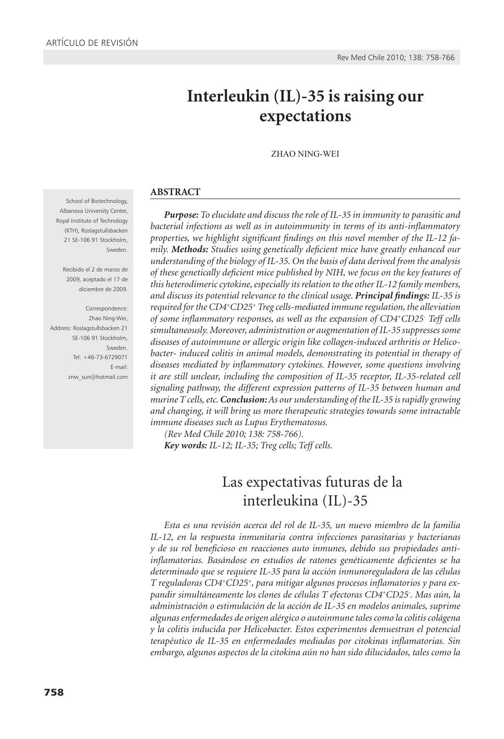ARTÍCULO DE REVISIÓN

# Interleukin (IL)-35 is raising our expectations

ZHAO NING-WEI

School of Biotechnology, Albanova University Center, Royal Institute of Technology (KTH), Roslagstullsbacken 21 SE-106 91 Stockholm, Sweden.

Recibido el 2 de marzo de 2009, aceptado el 17 de diciembre de 2009.

Correspondence: Zhao Ning-Wei, Address: Roslagstullsbacken 21 SE-106 91 Stockholm, Sweden. Tel: +46-73-6729071 E-mail: znw_sun@hotmail.com

## ABSTRACT

***Purpose:*** *To elucidate and discuss the role of IL-35 in immunity to parasitic and bacterial infections as well as in autoimmunity in terms of its anti-inflammatory properties, we highlight significant findings on this novel member of the IL-12 family.* ***Methods:*** *Studies using genetically deficient mice have greatly enhanced our understanding of the biology of IL-35. On the basis of data derived from the analysis of these genetically deficient mice published by NIH, we focus on the key features of this heterodimeric cytokine, especially its relation to the other IL-12 family members, and discuss its potential relevance to the clinical usage.* ***Principal findings:*** *IL-35 is required for the $CD4^{+}CD25^{+}$ Treg cells-mediated immune regulation, the alleviation of some inflammatory responses, as well as the expansion of $CD4^{+}CD25^{-}$ Teff cells simultaneously. Moreover, administration or augmentation of IL-35 suppresses some diseases of autoimmune or allergic origin like collagen-induced arthritis or Helicobacter- induced colitis in animal models, demonstrating its potential in therapy of diseases mediated by inflammatory cytokines. However, some questions involving it are still unclear, including the composition of IL-35 receptor, IL-35-related cell signaling pathway, the different expression patterns of IL-35 between human and murine T cells, etc.* ***Conclusion:*** *As our understanding of the IL-35 is rapidly growing and changing, it will bring us more therapeutic strategies towards some intractable immune diseases such as Lupus Erythematosus.*

*(Rev Med Chile 2010; 138: 758-766).*

***Key words:*** *IL-12; IL-35; Treg cells; Teff cells.*

## Las expectativas futuras de la interleukina (IL)-35

*Esta es una revisión acerca del rol de IL-35, un nuevo miembro de la familia IL-12, en la respuesta inmunitaria contra infecciones parasitarias y bacterianas y de su rol beneficioso en reacciones auto inmunes, debido sus propiedades anti-inflamatorias. Basándose en estudios de ratones genéticamente deficientes se ha determinado que se requiere IL-35 para la acción inmunoreguladora de las células T reguladoras $CD4^{+}CD25^{+}$, para mitigar algunos procesos inflamatorios y para expandir simultáneamente los clones de células T efectoras $CD4^{+}CD25^{-}$. Mas aún, la administración o estimulación de la acción de IL-35 en modelos animales, suprime algunas enfermedades de origen alérgico o autoinmune tales como la colitis colágena y la colitis inducida por Helicobacter. Estos experimentos demuestran el potencial terapéutico de IL-35 en enfermedades mediadas por citokinas inflamatorias. Sin embargo, algunos aspectos de la citokina aún no han sido dilucidados, tales como la*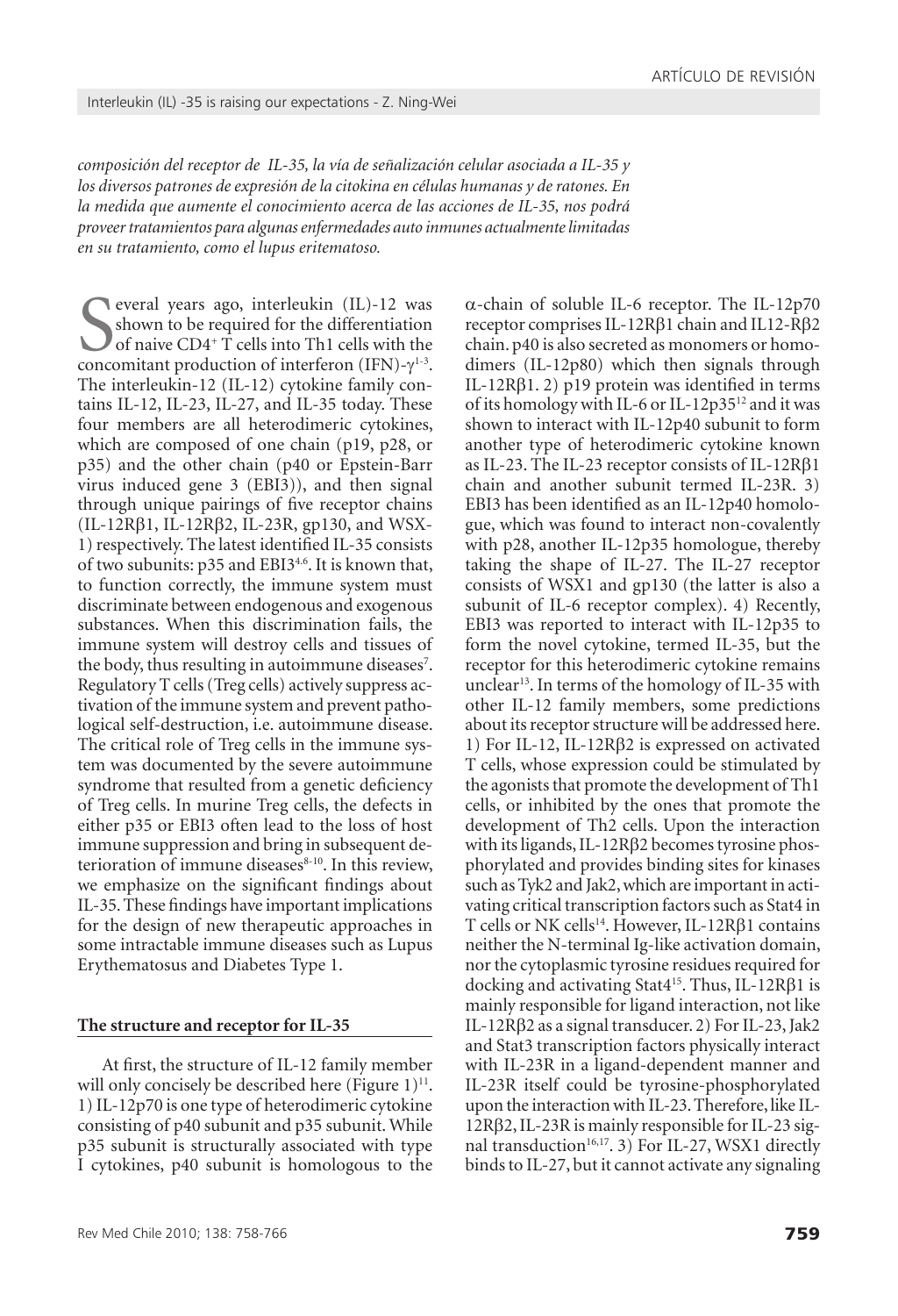*composición del receptor de IL-35, la vía de señalización celular asociada a IL-35 y los diversos patrones de expresión de la citokina en células humanas y de ratones. En la medida que aumente el conocimiento acerca de las acciones de IL-35, nos podrá proveer tratamientos para algunas enfermedades auto inmunes actualmente limitadas en su tratamiento, como el lupus eritematoso.*

Several years ago, interleukin (IL)-12 was shown to be required for the differentiation of naive CD4$^+$ T cells into Th1 cells with the concomitant production of interferon (IFN)-$\gamma$[1-3]. The interleukin-12 (IL-12) cytokine family contains IL-12, IL-23, IL-27, and IL-35 today. These four members are all heterodimeric cytokines, which are composed of one chain (p19, p28, or p35) and the other chain (p40 or Epstein-Barr virus induced gene 3 (EBI3)), and then signal through unique pairings of five receptor chains (IL-12Rβ1, IL-12Rβ2, IL-23R, gp130, and WSX-1) respectively. The latest identified IL-35 consists of two subunits: p35 and EBI3[4-6]. It is known that, to function correctly, the immune system must discriminate between endogenous and exogenous substances. When this discrimination fails, the immune system will destroy cells and tissues of the body, thus resulting in autoimmune diseases[7]. Regulatory T cells (Treg cells) actively suppress activation of the immune system and prevent pathological self-destruction, i.e. autoimmune disease. The critical role of Treg cells in the immune system was documented by the severe autoimmune syndrome that resulted from a genetic deficiency of Treg cells. In murine Treg cells, the defects in either p35 or EBI3 often lead to the loss of host immune suppression and bring in subsequent deterioration of immune diseases[8-10]. In this review, we emphasize on the significant findings about IL-35. These findings have important implications for the design of new therapeutic approaches in some intractable immune diseases such as Lupus Erythematosus and Diabetes Type 1.

## The structure and receptor for IL-35

At first, the structure of IL-12 family member will only concisely be described here (Figure 1)[11]. 1) IL-12p70 is one type of heterodimeric cytokine consisting of p40 subunit and p35 subunit. While p35 subunit is structurally associated with type I cytokines, p40 subunit is homologous to the α-chain of soluble IL-6 receptor. The IL-12p70 receptor comprises IL-12Rβ1 chain and IL12-Rβ2 chain. p40 is also secreted as monomers or homodimers (IL-12p80) which then signals through IL-12Rβ1. 2) p19 protein was identified in terms of its homology with IL-6 or IL-12p35[12] and it was shown to interact with IL-12p40 subunit to form another type of heterodimeric cytokine known as IL-23. The IL-23 receptor consists of IL-12Rβ1 chain and another subunit termed IL-23R. 3) EBI3 has been identified as an IL-12p40 homologue, which was found to interact non-covalently with p28, another IL-12p35 homologue, thereby taking the shape of IL-27. The IL-27 receptor consists of WSX1 and gp130 (the latter is also a subunit of IL-6 receptor complex). 4) Recently, EBI3 was reported to interact with IL-12p35 to form the novel cytokine, termed IL-35, but the receptor for this heterodimeric cytokine remains unclear[13]. In terms of the homology of IL-35 with other IL-12 family members, some predictions about its receptor structure will be addressed here. 1) For IL-12, IL-12Rβ2 is expressed on activated T cells, whose expression could be stimulated by the agonists that promote the development of Th1 cells, or inhibited by the ones that promote the development of Th2 cells. Upon the interaction with its ligands, IL-12Rβ2 becomes tyrosine phosphorylated and provides binding sites for kinases such as Tyk2 and Jak2, which are important in activating critical transcription factors such as Stat4 in T cells or NK cells[14]. However, IL-12Rβ1 contains neither the N-terminal Ig-like activation domain, nor the cytoplasmic tyrosine residues required for docking and activating Stat4[15]. Thus, IL-12Rβ1 is mainly responsible for ligand interaction, not like IL-12Rβ2 as a signal transducer. 2) For IL-23, Jak2 and Stat3 transcription factors physically interact with IL-23R in a ligand-dependent manner and IL-23R itself could be tyrosine-phosphorylated upon the interaction with IL-23. Therefore, like IL-12Rβ2, IL-23R is mainly responsible for IL-23 signal transduction[16,17]. 3) For IL-27, WSX1 directly binds to IL-27, but it cannot activate any signaling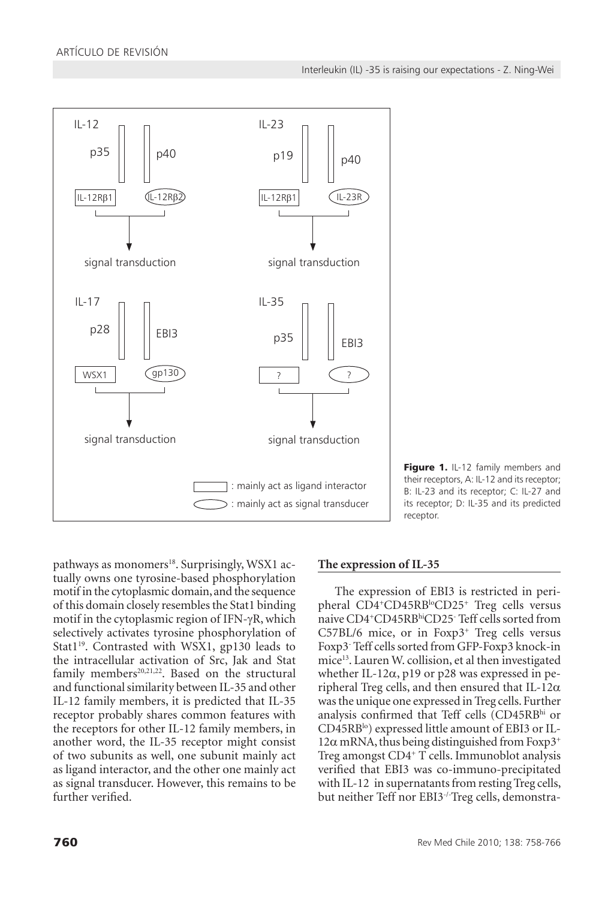**Figure 1.** IL-12 family members and their receptors, A: IL-12 and its receptor; B: IL-23 and its receptor; C: IL-27 and its receptor; D: IL-35 and its predicted receptor.

pathways as monomers[18]. Surprisingly, WSX1 actually owns one tyrosine-based phosphorylation motif in the cytoplasmic domain, and the sequence of this domain closely resembles the Stat1 binding motif in the cytoplasmic region of IFN-γR, which selectively activates tyrosine phosphorylation of Stat1[19]. Contrasted with WSX1, gp130 leads to the intracellular activation of Src, Jak and Stat family members[20,21,22]. Based on the structural and functional similarity between IL-35 and other IL-12 family members, it is predicted that IL-35 receptor probably shares common features with the receptors for other IL-12 family members, in another word, the IL-35 receptor might consist of two subunits as well, one subunit mainly act as ligand interactor, and the other one mainly act as signal transducer. However, this remains to be further verified.

### The expression of IL-35

The expression of EBI3 is restricted in peripheral $CD4^+CD45RB^{lo}CD25^+$ Treg cells versus naive $CD4^+CD45RB^{hi}CD25^-$ Teff cells sorted from C57BL/6 mice, or in $Foxp3^+$ Treg cells versus $Foxp3^-$ Teff cells sorted from GFP-Foxp3 knock-in mice[13]. Lauren W. collision, et al then investigated whether IL-12α, p19 or p28 was expressed in peripheral Treg cells, and then ensured that IL-12α was the unique one expressed in Treg cells. Further analysis confirmed that Teff cells ($CD45RB^{hi}$ or $CD45RB^{lo}$) expressed little amount of EBI3 or IL-12α mRNA, thus being distinguished from $Foxp3^+$ Treg amongst $CD4^+$ T cells. Immunoblot analysis verified that EBI3 was co-immuno-precipitated with IL-12 in supernatants from resting Treg cells, but neither Teff nor $EBI3^{-/-}$Treg cells, demonstra-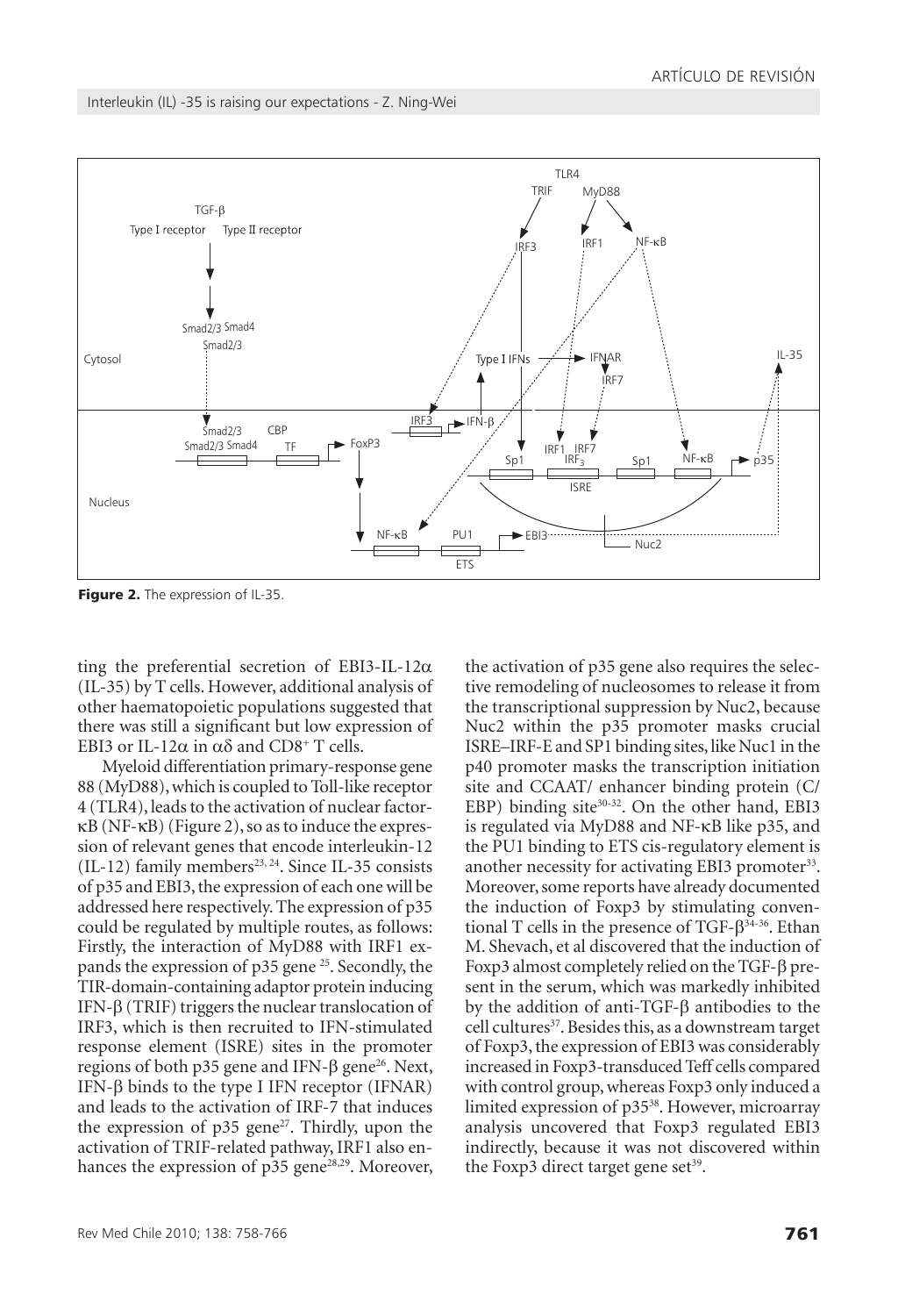**Figure 2.** The expression of IL-35.

ting the preferential secretion of EBI3-IL-12α (IL-35) by T cells. However, additional analysis of other haematopoietic populations suggested that there was still a significant but low expression of EBI3 or IL-12α in αδ and CD8+ T cells.

Myeloid differentiation primary-response gene 88 (MyD88), which is coupled to Toll-like receptor 4 (TLR4), leads to the activation of nuclear factor-κB (NF-κB) (Figure 2), so as to induce the expression of relevant genes that encode interleukin-12 (IL-12) family members[23, 24]. Since IL-35 consists of p35 and EBI3, the expression of each one will be addressed here respectively. The expression of p35 could be regulated by multiple routes, as follows: Firstly, the interaction of MyD88 with IRF1 expands the expression of p35 gene [25]. Secondly, the TIR-domain-containing adaptor protein inducing IFN-β (TRIF) triggers the nuclear translocation of IRF3, which is then recruited to IFN-stimulated response element (ISRE) sites in the promoter regions of both p35 gene and IFN-β gene[26]. Next, IFN-β binds to the type I IFN receptor (IFNAR) and leads to the activation of IRF-7 that induces the expression of p35 gene[27]. Thirdly, upon the activation of TRIF-related pathway, IRF1 also enhances the expression of p35 gene[28,29]. Moreover, the activation of p35 gene also requires the selective remodeling of nucleosomes to release it from the transcriptional suppression by Nuc2, because Nuc2 within the p35 promoter masks crucial ISRE–IRF-E and SP1 binding sites, like Nuc1 in the p40 promoter masks the transcription initiation site and CCAAT/ enhancer binding protein (C/EBP) binding site[30-32]. On the other hand, EBI3 is regulated via MyD88 and NF-κB like p35, and the PU1 binding to ETS cis-regulatory element is another necessity for activating EBI3 promoter[33]. Moreover, some reports have already documented the induction of Foxp3 by stimulating conventional T cells in the presence of TGF-β[34-36]. Ethan M. Shevach, et al discovered that the induction of Foxp3 almost completely relied on the TGF-β present in the serum, which was markedly inhibited by the addition of anti-TGF-β antibodies to the cell cultures[37]. Besides this, as a downstream target of Foxp3, the expression of EBI3 was considerably increased in Foxp3-transduced Teff cells compared with control group, whereas Foxp3 only induced a limited expression of p35[38]. However, microarray analysis uncovered that Foxp3 regulated EBI3 indirectly, because it was not discovered within the Foxp3 direct target gene set[39].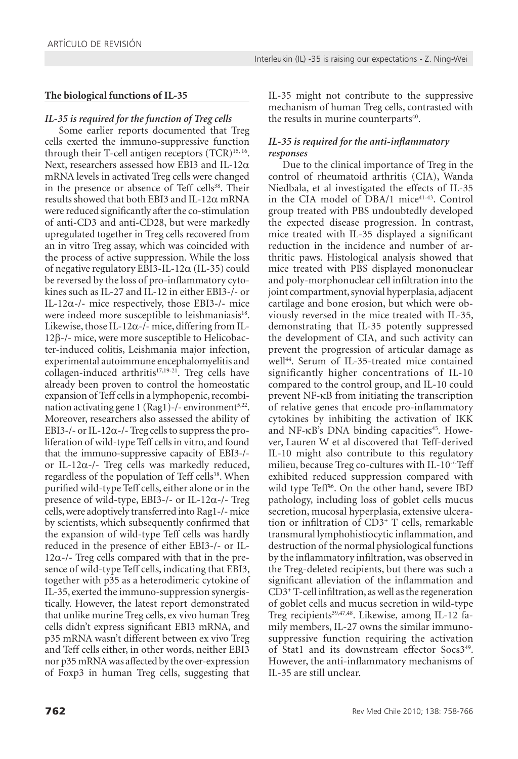## The biological functions of IL-35

### *IL-35 is required for the function of Treg cells*

Some earlier reports documented that Treg cells exerted the immuno-suppressive function through their T-cell antigen receptors (TCR)[15,16]. Next, researchers assessed how EBI3 and IL-12α mRNA levels in activated Treg cells were changed in the presence or absence of Teff cells[38]. Their results showed that both EBI3 and IL-12α mRNA were reduced significantly after the co-stimulation of anti-CD3 and anti-CD28, but were markedly upregulated together in Treg cells recovered from an in vitro Treg assay, which was coincided with the process of active suppression. While the loss of negative regulatory EBI3-IL-12α (IL-35) could be reversed by the loss of pro-inflammatory cytokines such as IL-27 and IL-12 in either EBI3-/- or IL-12α-/- mice respectively, those EBI3-/- mice were indeed more susceptible to leishmaniasis[18]. Likewise, those IL-12α-/- mice, differing from IL-12β-/- mice, were more susceptible to Helicobacter-induced colitis, Leishmania major infection, experimental autoimmune encephalomyelitis and collagen-induced arthritis[17,19-21]. Treg cells have already been proven to control the homeostatic expansion of Teff cells in a lymphopenic, recombination activating gene 1 (Rag1)-/- environment[5,22]. Moreover, researchers also assessed the ability of EBI3-/- or IL-12α-/- Treg cells to suppress the proliferation of wild-type Teff cells in vitro, and found that the immuno-suppressive capacity of EBI3-/- or IL-12α-/- Treg cells was markedly reduced, regardless of the population of Teff cells[38]. When purified wild-type Teff cells, either alone or in the presence of wild-type, EBI3-/- or IL-12α-/- Treg cells, were adoptively transferred into Rag1-/- mice by scientists, which subsequently confirmed that the expansion of wild-type Teff cells was hardly reduced in the presence of either EBI3-/- or IL-12α-/- Treg cells compared with that in the presence of wild-type Teff cells, indicating that EBI3, together with p35 as a heterodimeric cytokine of IL-35, exerted the immuno-suppression synergistically. However, the latest report demonstrated that unlike murine Treg cells, ex vivo human Treg cells didn't express significant EBI3 mRNA, and p35 mRNA wasn't different between ex vivo Treg and Teff cells either, in other words, neither EBI3 nor p35 mRNA was affected by the over-expression of Foxp3 in human Treg cells, suggesting that IL-35 might not contribute to the suppressive mechanism of human Treg cells, contrasted with the results in murine counterparts[40].

### *IL-35 is required for the anti-inflammatory responses*

Due to the clinical importance of Treg in the control of rheumatoid arthritis (CIA), Wanda Niedbala, et al investigated the effects of IL-35 in the CIA model of DBA/1 mice[41-43]. Control group treated with PBS undoubtedly developed the expected disease progression. In contrast, mice treated with IL-35 displayed a significant reduction in the incidence and number of arthritic paws. Histological analysis showed that mice treated with PBS displayed mononuclear and poly-morphonuclear cell infiltration into the joint compartment, synovial hyperplasia, adjacent cartilage and bone erosion, but which were obviously reversed in the mice treated with IL-35, demonstrating that IL-35 potently suppressed the development of CIA, and such activity can prevent the progression of articular damage as well[44]. Serum of IL-35-treated mice contained significantly higher concentrations of IL-10 compared to the control group, and IL-10 could prevent NF-κB from initiating the transcription of relative genes that encode pro-inflammatory cytokines by inhibiting the activation of IKK and NF-κB's DNA binding capacities[45]. However, Lauren W et al discovered that Teff-derived IL-10 might also contribute to this regulatory milieu, because Treg co-cultures with IL-10$^{-/-}$Teff exhibited reduced suppression compared with wild type Teff[46]. On the other hand, severe IBD pathology, including loss of goblet cells mucus secretion, mucosal hyperplasia, extensive ulceration or infiltration of CD3$^{+}$ T cells, remarkable transmural lymphohistiocytic inflammation, and destruction of the normal physiological functions by the inflammatory infiltration, was observed in the Treg-deleted recipients, but there was such a significant alleviation of the inflammation and CD3$^{+}$ T-cell infiltration, as well as the regeneration of goblet cells and mucus secretion in wild-type Treg recipients[39,47,48]. Likewise, among IL-12 family members, IL-27 owns the similar immunosuppressive function requiring the activation of Stat1 and its downstream effector Socs3[49]. However, the anti-inflammatory mechanisms of IL-35 are still unclear.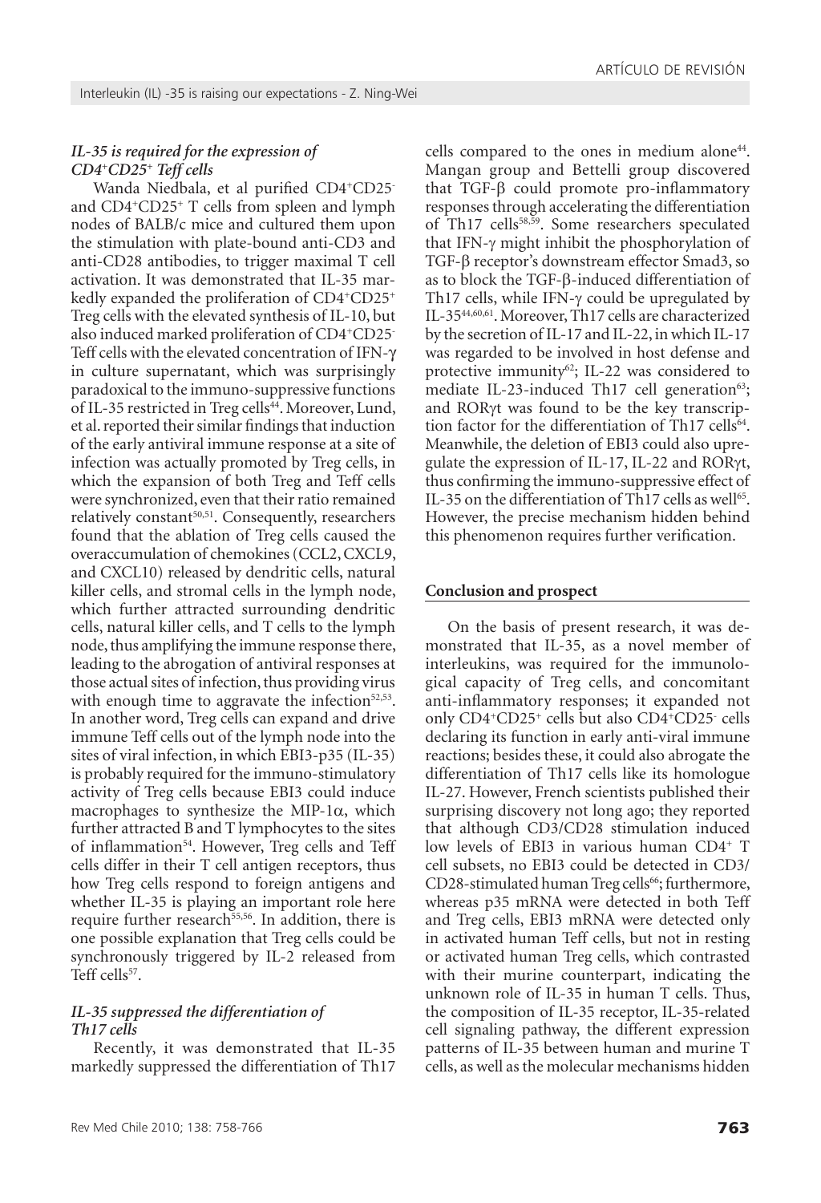### *IL-35 is required for the expression of $CD4^+CD25^+$ Teff cells*

Wanda Niedbala, et al purified $CD4^+CD25^-$ and $CD4^+CD25^+$ T cells from spleen and lymph nodes of BALB/c mice and cultured them upon the stimulation with plate-bound anti-CD3 and anti-CD28 antibodies, to trigger maximal T cell activation. It was demonstrated that IL-35 markedly expanded the proliferation of $CD4^+CD25^+$ Treg cells with the elevated synthesis of IL-10, but also induced marked proliferation of $CD4^+CD25^-$ Teff cells with the elevated concentration of IFN-γ in culture supernatant, which was surprisingly paradoxical to the immuno-suppressive functions of IL-35 restricted in Treg cells[44]. Moreover, Lund, et al. reported their similar findings that induction of the early antiviral immune response at a site of infection was actually promoted by Treg cells, in which the expansion of both Treg and Teff cells were synchronized, even that their ratio remained relatively constant[50,51]. Consequently, researchers found that the ablation of Treg cells caused the overaccumulation of chemokines (CCL2, CXCL9, and CXCL10) released by dendritic cells, natural killer cells, and stromal cells in the lymph node, which further attracted surrounding dendritic cells, natural killer cells, and T cells to the lymph node, thus amplifying the immune response there, leading to the abrogation of antiviral responses at those actual sites of infection, thus providing virus with enough time to aggravate the infection[52,53]. In another word, Treg cells can expand and drive immune Teff cells out of the lymph node into the sites of viral infection, in which EBI3-p35 (IL-35) is probably required for the immuno-stimulatory activity of Treg cells because EBI3 could induce macrophages to synthesize the MIP-1α, which further attracted B and T lymphocytes to the sites of inflammation[54]. However, Treg cells and Teff cells differ in their T cell antigen receptors, thus how Treg cells respond to foreign antigens and whether IL-35 is playing an important role here require further research[55,56]. In addition, there is one possible explanation that Treg cells could be synchronously triggered by IL-2 released from Teff cells[57].

### *IL-35 suppressed the differentiation of Th17 cells*

Recently, it was demonstrated that IL-35 markedly suppressed the differentiation of Th17 cells compared to the ones in medium alone[44]. Mangan group and Bettelli group discovered that TGF-β could promote pro-inflammatory responses through accelerating the differentiation of Th17 cells[58,59]. Some researchers speculated that IFN-γ might inhibit the phosphorylation of TGF-β receptor's downstream effector Smad3, so as to block the TGF-β-induced differentiation of Th17 cells, while IFN-γ could be upregulated by IL-35[44,60,61]. Moreover, Th17 cells are characterized by the secretion of IL-17 and IL-22, in which IL-17 was regarded to be involved in host defense and protective immunity[62]; IL-22 was considered to mediate IL-23-induced Th17 cell generation[63]; and RORγt was found to be the key transcription factor for the differentiation of Th17 cells[64]. Meanwhile, the deletion of EBI3 could also upregulate the expression of IL-17, IL-22 and RORγt, thus confirming the immuno-suppressive effect of IL-35 on the differentiation of Th17 cells as well[65]. However, the precise mechanism hidden behind this phenomenon requires further verification.

## Conclusion and prospect

On the basis of present research, it was demonstrated that IL-35, as a novel member of interleukins, was required for the immunological capacity of Treg cells, and concomitant anti-inflammatory responses; it expanded not only $CD4^+CD25^+$ cells but also $CD4^+CD25^-$ cells declaring its function in early anti-viral immune reactions; besides these, it could also abrogate the differentiation of Th17 cells like its homologue IL-27. However, French scientists published their surprising discovery not long ago; they reported that although CD3/CD28 stimulation induced low levels of EBI3 in various human $CD4^+$ T cell subsets, no EBI3 could be detected in CD3/CD28-stimulated human Treg cells[66]; furthermore, whereas p35 mRNA were detected in both Teff and Treg cells, EBI3 mRNA were detected only in activated human Teff cells, but not in resting or activated human Treg cells, which contrasted with their murine counterpart, indicating the unknown role of IL-35 in human T cells. Thus, the composition of IL-35 receptor, IL-35-related cell signaling pathway, the different expression patterns of IL-35 between human and murine T cells, as well as the molecular mechanisms hidden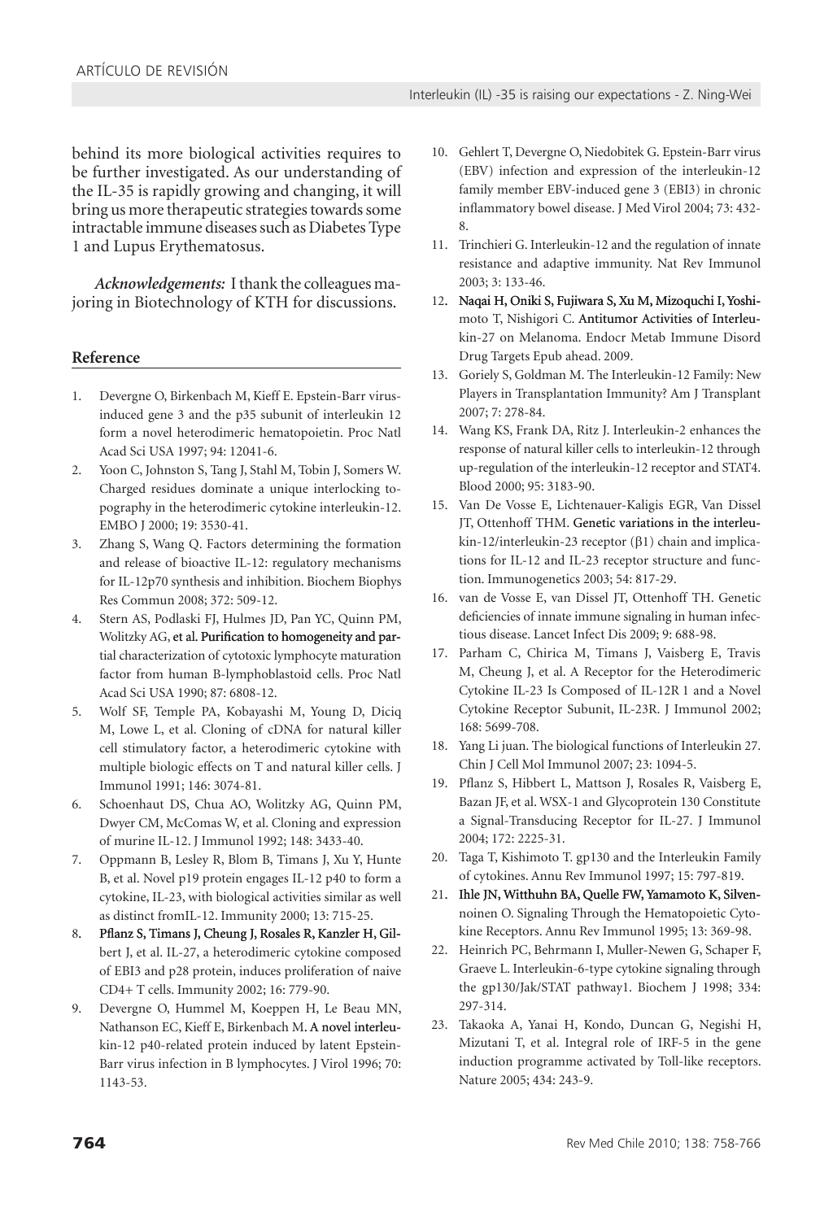behind its more biological activities requires to be further investigated. As our understanding of the IL-35 is rapidly growing and changing, it will bring us more therapeutic strategies towards some intractable immune diseases such as Diabetes Type 1 and Lupus Erythematosus.

***Acknowledgements:*** I thank the colleagues majoring in Biotechnology of KTH for discussions.

## Reference

1. Devergne O, Birkenbach M, Kieff E. Epstein-Barr virus-induced gene 3 and the p35 subunit of interleukin 12 form a novel heterodimeric hematopoietin. Proc Natl Acad Sci USA 1997; 94: 12041-6.
2. Yoon C, Johnston S, Tang J, Stahl M, Tobin J, Somers W. Charged residues dominate a unique interlocking topography in the heterodimeric cytokine interleukin-12. EMBO J 2000; 19: 3530-41.
3. Zhang S, Wang Q. Factors determining the formation and release of bioactive IL-12: regulatory mechanisms for IL-12p70 synthesis and inhibition. Biochem Biophys Res Commun 2008; 372: 509-12.
4. Stern AS, Podlaski FJ, Hulmes JD, Pan YC, Quinn PM, Wolitzky AG, et al. Purification to homogeneity and partial characterization of cytotoxic lymphocyte maturation factor from human B-lymphoblastoid cells. Proc Natl Acad Sci USA 1990; 87: 6808-12.
5. Wolf SF, Temple PA, Kobayashi M, Young D, Diciq M, Lowe L, et al. Cloning of cDNA for natural killer cell stimulatory factor, a heterodimeric cytokine with multiple biologic effects on T and natural killer cells. J Immunol 1991; 146: 3074-81.
6. Schoenhaut DS, Chua AO, Wolitzky AG, Quinn PM, Dwyer CM, McComas W, et al. Cloning and expression of murine IL-12. J Immunol 1992; 148: 3433-40.
7. Oppmann B, Lesley R, Blom B, Timans J, Xu Y, Hunte B, et al. Novel p19 protein engages IL-12 p40 to form a cytokine, IL-23, with biological activities similar as well as distinct fromIL-12. Immunity 2000; 13: 715-25.
8. Pflanz S, Timans J, Cheung J, Rosales R, Kanzler H, Gilbert J, et al. IL-27, a heterodimeric cytokine composed of EBI3 and p28 protein, induces proliferation of naive CD4+ T cells. Immunity 2002; 16: 779-90.
9. Devergne O, Hummel M, Koeppen H, Le Beau MN, Nathanson EC, Kieff E, Birkenbach M. A novel interleukin-12 p40-related protein induced by latent Epstein-Barr virus infection in B lymphocytes. J Virol 1996; 70: 1143-53.
10. Gehlert T, Devergne O, Niedobitek G. Epstein-Barr virus (EBV) infection and expression of the interleukin-12 family member EBV-induced gene 3 (EBI3) in chronic inflammatory bowel disease. J Med Virol 2004; 73: 432-8.
11. Trinchieri G. Interleukin-12 and the regulation of innate resistance and adaptive immunity. Nat Rev Immunol 2003; 3: 133-46.
12. Naqai H, Oniki S, Fujiwara S, Xu M, Mizoquchi I, Yoshimoto T, Nishigori C. Antitumor Activities of Interleukin-27 on Melanoma. Endocr Metab Immune Disord Drug Targets Epub ahead. 2009.
13. Goriely S, Goldman M. The Interleukin-12 Family: New Players in Transplantation Immunity? Am J Transplant 2007; 7: 278-84.
14. Wang KS, Frank DA, Ritz J. Interleukin-2 enhances the response of natural killer cells to interleukin-12 through up-regulation of the interleukin-12 receptor and STAT4. Blood 2000; 95: 3183-90.
15. Van De Vosse E, Lichtenauer-Kaligis EGR, Van Dissel JT, Ottenhoff THM. Genetic variations in the interleukin-12/interleukin-23 receptor (β1) chain and implications for IL-12 and IL-23 receptor structure and function. Immunogenetics 2003; 54: 817-29.
16. van de Vosse E, van Dissel JT, Ottenhoff TH. Genetic deficiencies of innate immune signaling in human infectious disease. Lancet Infect Dis 2009; 9: 688-98.
17. Parham C, Chirica M, Timans J, Vaisberg E, Travis M, Cheung J, et al. A Receptor for the Heterodimeric Cytokine IL-23 Is Composed of IL-12R 1 and a Novel Cytokine Receptor Subunit, IL-23R. J Immunol 2002; 168: 5699-708.
18. Yang Li juan. The biological functions of Interleukin 27. Chin J Cell Mol Immunol 2007; 23: 1094-5.
19. Pflanz S, Hibbert L, Mattson J, Rosales R, Vaisberg E, Bazan JF, et al. WSX-1 and Glycoprotein 130 Constitute a Signal-Transducing Receptor for IL-27. J Immunol 2004; 172: 2225-31.
20. Taga T, Kishimoto T. gp130 and the Interleukin Family of cytokines. Annu Rev Immunol 1997; 15: 797-819.
21. Ihle JN, Witthuhn BA, Quelle FW, Yamamoto K, Silvennoinen O. Signaling Through the Hematopoietic Cytokine Receptors. Annu Rev Immunol 1995; 13: 369-98.
22. Heinrich PC, Behrmann I, Muller-Newen G, Schaper F, Graeve L. Interleukin-6-type cytokine signaling through the gp130/Jak/STAT pathway1. Biochem J 1998; 334: 297-314.
23. Takaoka A, Yanai H, Kondo, Duncan G, Negishi H, Mizutani T, et al. Integral role of IRF-5 in the gene induction programme activated by Toll-like receptors. Nature 2005; 434: 243-9.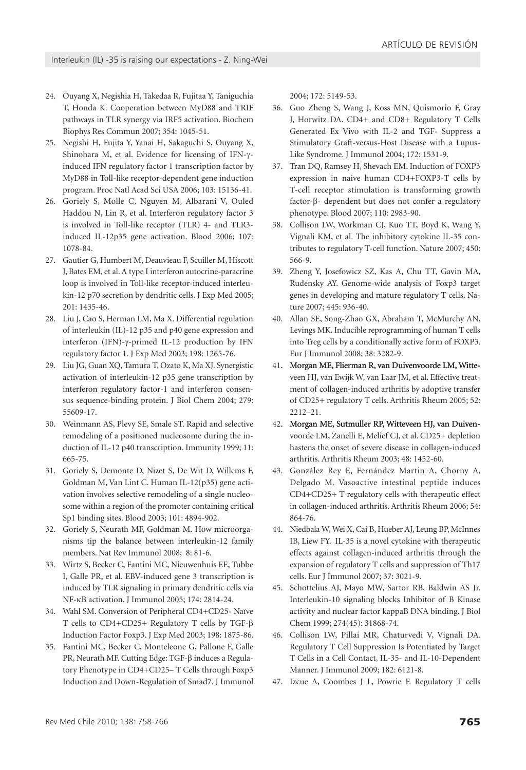24. Ouyang X, Negishia H, Takedaa R, Fujitaa Y, Taniguchia T, Honda K. Cooperation between MyD88 and TRIF pathways in TLR synergy via IRF5 activation. Biochem Biophys Res Commun 2007; 354: 1045-51.
25. Negishi H, Fujita Y, Yanai H, Sakaguchi S, Ouyang X, Shinohara M, et al. Evidence for licensing of IFN-γ-induced IFN regulatory factor 1 transcription factor by MyD88 in Toll-like receptor-dependent gene induction program. Proc Natl Acad Sci USA 2006; 103: 15136-41.
26. Goriely S, Molle C, Nguyen M, Albarani V, Ouled Haddou N, Lin R, et al. Interferon regulatory factor 3 is involved in Toll-like receptor (TLR) 4- and TLR3-induced IL-12p35 gene activation. Blood 2006; 107: 1078-84.
27. Gautier G, Humbert M, Deauvieau F, Scuiller M, Hiscott J, Bates EM, et al. A type I interferon autocrine-paracrine loop is involved in Toll-like receptor-induced interleukin-12 p70 secretion by dendritic cells. J Exp Med 2005; 201: 1435-46.
28. Liu J, Cao S, Herman LM, Ma X. Differential regulation of interleukin (IL)-12 p35 and p40 gene expression and interferon (IFN)-γ-primed IL-12 production by IFN regulatory factor 1. J Exp Med 2003; 198: 1265-76.
29. Liu JG, Guan XQ, Tamura T, Ozato K, Ma XJ. Synergistic activation of interleukin-12 p35 gene transcription by interferon regulatory factor-1 and interferon consensus sequence-binding protein. J Biol Chem 2004; 279: 55609-17.
30. Weinmann AS, Plevy SE, Smale ST. Rapid and selective remodeling of a positioned nucleosome during the induction of IL-12 p40 transcription. Immunity 1999; 11: 665-75.
31. Goriely S, Demonte D, Nizet S, De Wit D, Willems F, Goldman M, Van Lint C. Human IL-12(p35) gene activation involves selective remodeling of a single nucleosome within a region of the promoter containing critical Sp1 binding sites. Blood 2003; 101: 4894-902.
32. Goriely S, Neurath MF, Goldman M. How microorganisms tip the balance between interleukin-12 family members. Nat Rev Immunol 2008; 8: 81-6.
33. Wirtz S, Becker C, Fantini MC, Nieuwenhuis EE, Tubbe I, Galle PR, et al. EBV-induced gene 3 transcription is induced by TLR signaling in primary dendritic cells via NF-κB activation. J Immunol 2005; 174: 2814-24.
34. Wahl SM. Conversion of Peripheral CD4+CD25- Naïve T cells to CD4+CD25+ Regulatory T cells by TGF-β Induction Factor Foxp3. J Exp Med 2003; 198: 1875-86.
35. Fantini MC, Becker C, Monteleone G, Pallone F, Galle PR, Neurath MF. Cutting Edge: TGF-β induces a Regulatory Phenotype in CD4+CD25– T Cells through Foxp3 Induction and Down-Regulation of Smad7. J Immunol 2004; 172: 5149-53.
36. Guo Zheng S, Wang J, Koss MN, Quismorio F, Gray J, Horwitz DA. CD4+ and CD8+ Regulatory T Cells Generated Ex Vivo with IL-2 and TGF- Suppress a Stimulatory Graft-versus-Host Disease with a Lupus-Like Syndrome. J Immunol 2004; 172: 1531-9.
37. Tran DQ, Ramsey H, Shevach EM. Induction of FOXP3 expression in naive human CD4+FOXP3-T cells by T-cell receptor stimulation is transforming growth factor-β- dependent but does not confer a regulatory phenotype. Blood 2007; 110: 2983-90.
38. Collison LW, Workman CJ, Kuo TT, Boyd K, Wang Y, Vignali KM, et al. The inhibitory cytokine IL-35 contributes to regulatory T-cell function. Nature 2007; 450: 566-9.
39. Zheng Y, Josefowicz SZ, Kas A, Chu TT, Gavin MA, Rudensky AY. Genome-wide analysis of Foxp3 target genes in developing and mature regulatory T cells. Nature 2007; 445: 936-40.
40. Allan SE, Song-Zhao GX, Abraham T, McMurchy AN, Levings MK. Inducible reprogramming of human T cells into Treg cells by a conditionally active form of FOXP3. Eur J Immunol 2008; 38: 3282-9.
41. Morgan ME, Flierman R, van Duivenvoorde LM, Witteveen HJ, van Ewijk W, van Laar JM, et al. Effective treatment of collagen-induced arthritis by adoptive transfer of CD25+ regulatory T cells. Arthritis Rheum 2005; 52: 2212–21.
42. Morgan ME, Sutmuller RP, Witteveen HJ, van Duivenvoorde LM, Zanelli E, Melief CJ, et al. CD25+ depletion hastens the onset of severe disease in collagen-induced arthritis. Arthritis Rheum 2003; 48: 1452-60.
43. González Rey E, Fernández Martin A, Chorny A, Delgado M. Vasoactive intestinal peptide induces CD4+CD25+ T regulatory cells with therapeutic effect in collagen-induced arthritis. Arthritis Rheum 2006; 54: 864-76.
44. Niedbala W, Wei X, Cai B, Hueber AJ, Leung BP, McInnes IB, Liew FY. IL-35 is a novel cytokine with therapeutic effects against collagen-induced arthritis through the expansion of regulatory T cells and suppression of Th17 cells. Eur J Immunol 2007; 37: 3021-9.
45. Schottelius AJ, Mayo MW, Sartor RB, Baldwin AS Jr. Interleukin-10 signaling blocks Inhibitor of B Kinase activity and nuclear factor kappaB DNA binding. J Biol Chem 1999; 274(45): 31868-74.
46. Collison LW, Pillai MR, Chaturvedi V, Vignali DA. Regulatory T Cell Suppression Is Potentiated by Target T Cells in a Cell Contact, IL-35- and IL-10-Dependent Manner. J Immunol 2009; 182: 6121-8.
47. Izcue A, Coombes J L, Powrie F. Regulatory T cells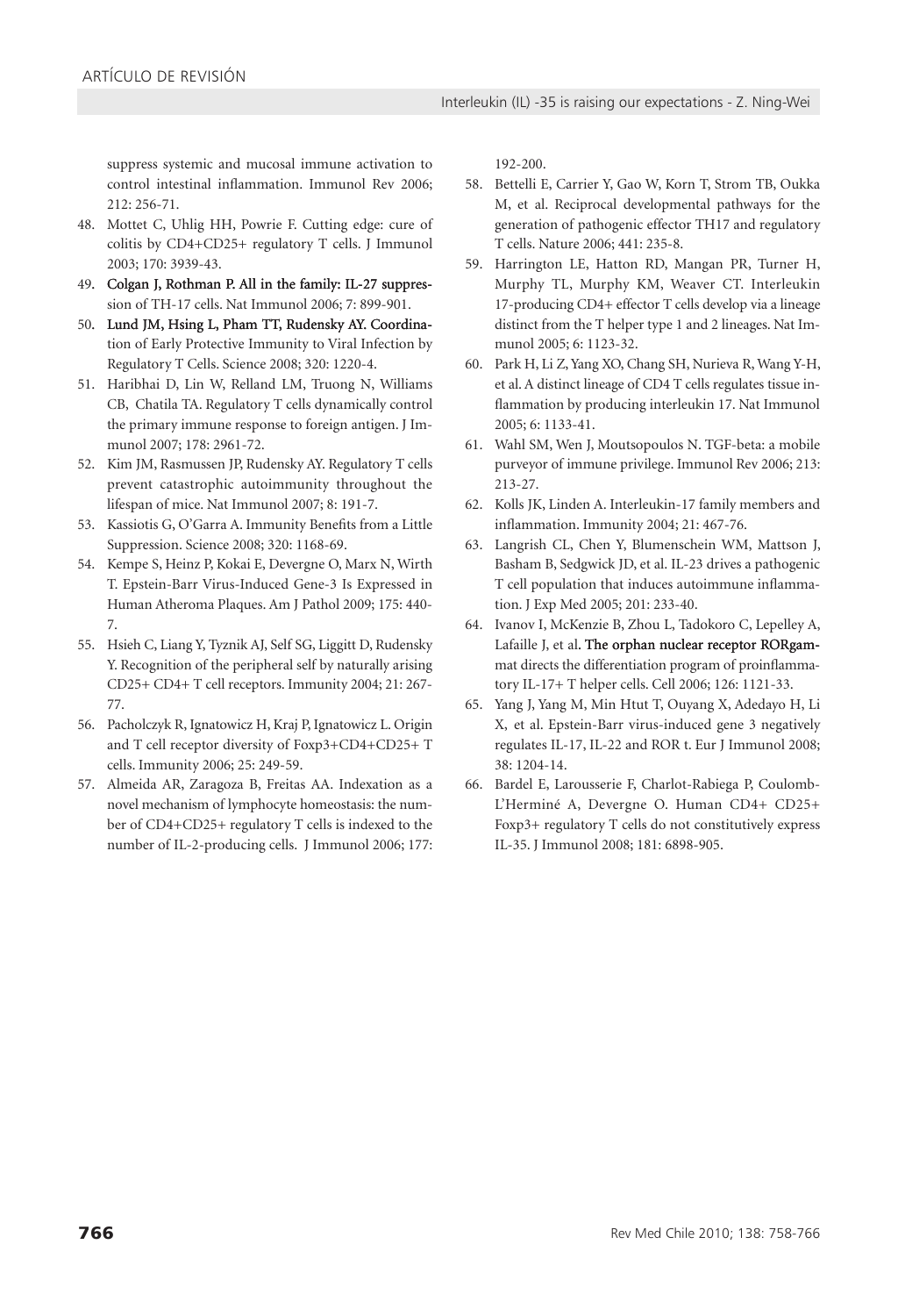suppress systemic and mucosal immune activation to control intestinal inflammation. Immunol Rev 2006; 212: 256-71.

48. Mottet C, Uhlig HH, Powrie F. Cutting edge: cure of colitis by CD4+CD25+ regulatory T cells. J Immunol 2003; 170: 3939-43.
49. Colgan J, Rothman P. All in the family: IL-27 suppression of TH-17 cells. Nat Immunol 2006; 7: 899-901.
50. Lund JM, Hsing L, Pham TT, Rudensky AY. Coordination of Early Protective Immunity to Viral Infection by Regulatory T Cells. Science 2008; 320: 1220-4.
51. Haribhai D, Lin W, Relland LM, Truong N, Williams CB, Chatila TA. Regulatory T cells dynamically control the primary immune response to foreign antigen. J Immunol 2007; 178: 2961-72.
52. Kim JM, Rasmussen JP, Rudensky AY. Regulatory T cells prevent catastrophic autoimmunity throughout the lifespan of mice. Nat Immunol 2007; 8: 191-7.
53. Kassiotis G, O'Garra A. Immunity Benefits from a Little Suppression. Science 2008; 320: 1168-69.
54. Kempe S, Heinz P, Kokai E, Devergne O, Marx N, Wirth T. Epstein-Barr Virus-Induced Gene-3 Is Expressed in Human Atheroma Plaques. Am J Pathol 2009; 175: 440-7.
55. Hsieh C, Liang Y, Tyznik AJ, Self SG, Liggitt D, Rudensky Y. Recognition of the peripheral self by naturally arising CD25+ CD4+ T cell receptors. Immunity 2004; 21: 267-77.
56. Pacholczyk R, Ignatowicz H, Kraj P, Ignatowicz L. Origin and T cell receptor diversity of Foxp3+CD4+CD25+ T cells. Immunity 2006; 25: 249-59.
57. Almeida AR, Zaragoza B, Freitas AA. Indexation as a novel mechanism of lymphocyte homeostasis: the number of CD4+CD25+ regulatory T cells is indexed to the number of IL-2-producing cells. J Immunol 2006; 177: 192-200.
58. Bettelli E, Carrier Y, Gao W, Korn T, Strom TB, Oukka M, et al. Reciprocal developmental pathways for the generation of pathogenic effector TH17 and regulatory T cells. Nature 2006; 441: 235-8.
59. Harrington LE, Hatton RD, Mangan PR, Turner H, Murphy TL, Murphy KM, Weaver CT. Interleukin 17-producing CD4+ effector T cells develop via a lineage distinct from the T helper type 1 and 2 lineages. Nat Immunol 2005; 6: 1123-32.
60. Park H, Li Z, Yang XO, Chang SH, Nurieva R, Wang Y-H, et al. A distinct lineage of CD4 T cells regulates tissue inflammation by producing interleukin 17. Nat Immunol 2005; 6: 1133-41.
61. Wahl SM, Wen J, Moutsopoulos N. TGF-beta: a mobile purveyor of immune privilege. Immunol Rev 2006; 213: 213-27.
62. Kolls JK, Linden A. Interleukin-17 family members and inflammation. Immunity 2004; 21: 467-76.
63. Langrish CL, Chen Y, Blumenschein WM, Mattson J, Basham B, Sedgwick JD, et al. IL-23 drives a pathogenic T cell population that induces autoimmune inflammation. J Exp Med 2005; 201: 233-40.
64. Ivanov I, McKenzie B, Zhou L, Tadokoro C, Lepelley A, Lafaille J, et al. The orphan nuclear receptor RORgammat directs the differentiation program of proinflammatory IL-17+ T helper cells. Cell 2006; 126: 1121-33.
65. Yang J, Yang M, Min Htut T, Ouyang X, Adedayo H, Li X, et al. Epstein-Barr virus-induced gene 3 negatively regulates IL-17, IL-22 and ROR t. Eur J Immunol 2008; 38: 1204-14.
66. Bardel E, Larousserie F, Charlot-Rabiega P, Coulomb-L'Herminé A, Devergne O. Human CD4+ CD25+ Foxp3+ regulatory T cells do not constitutively express IL-35. J Immunol 2008; 181: 6898-905.